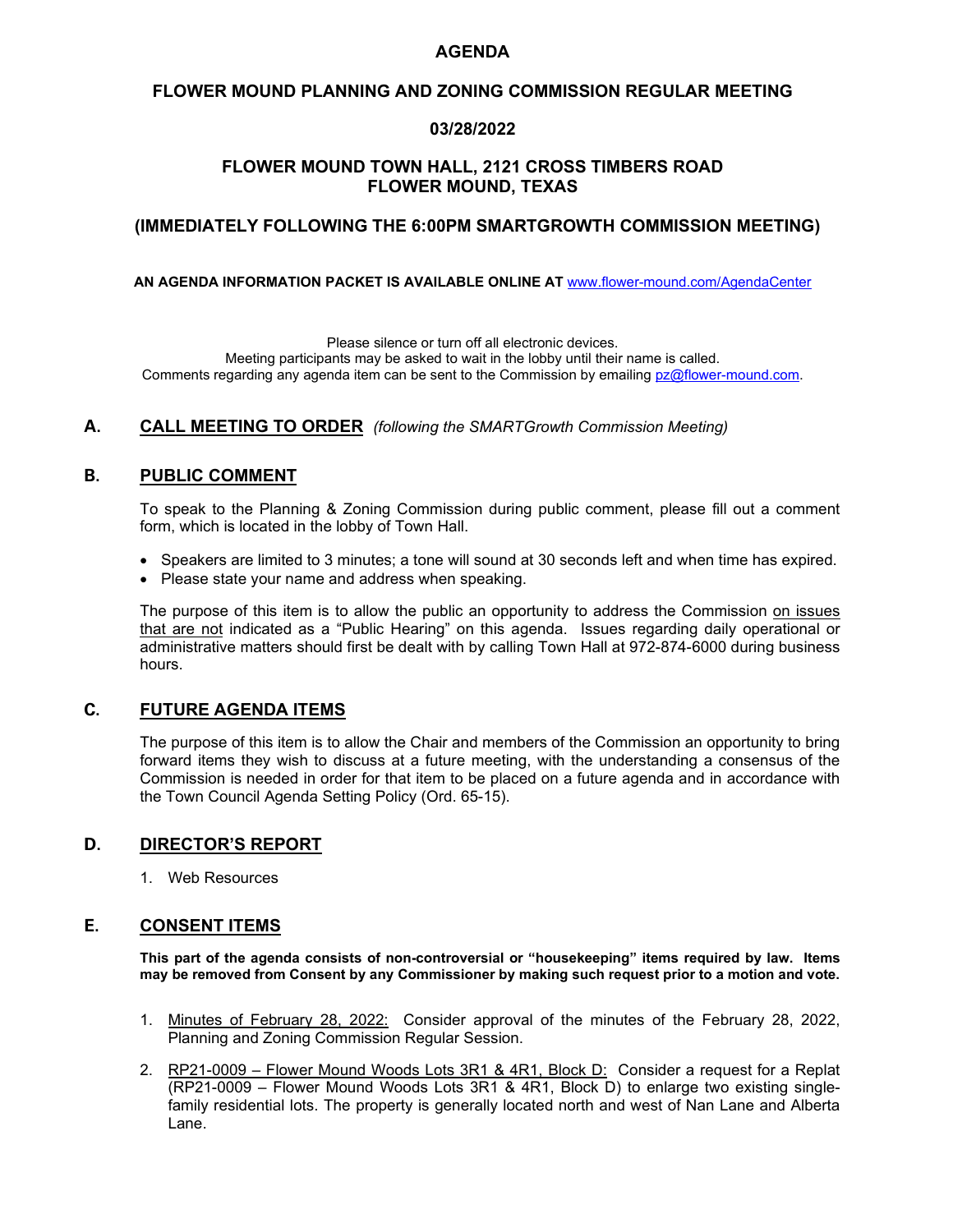# AGENDA

## FLOWER MOUND PLANNING AND ZONING COMMISSION REGULAR MEETING

## 03/28/2022

## FLOWER MOUND TOWN HALL, 2121 CROSS TIMBERS ROAD FLOWER MOUND, TEXAS

## (IMMEDIATELY FOLLOWING THE 6:00PM SMARTGROWTH COMMISSION MEETING)

**AN AGENDA INFORMATION PACKET IS AVAILABLE ONLINE AT** www.flower-mound.com/AgendaCenter

Please silence or turn off all electronic devices.
Meeting participants may be asked to wait in the lobby until their name is called.
Comments regarding any agenda item can be sent to the Commission by emailing pz@flower-mound.com.

## A. CALL MEETING TO ORDER *(following the SMARTGrowth Commission Meeting)*

## B. PUBLIC COMMENT

To speak to the Planning & Zoning Commission during public comment, please fill out a comment form, which is located in the lobby of Town Hall.

- Speakers are limited to 3 minutes; a tone will sound at 30 seconds left and when time has expired.
- Please state your name and address when speaking.

The purpose of this item is to allow the public an opportunity to address the Commission on issues that are not indicated as a "Public Hearing" on this agenda. Issues regarding daily operational or administrative matters should first be dealt with by calling Town Hall at 972-874-6000 during business hours.

## C. FUTURE AGENDA ITEMS

The purpose of this item is to allow the Chair and members of the Commission an opportunity to bring forward items they wish to discuss at a future meeting, with the understanding a consensus of the Commission is needed in order for that item to be placed on a future agenda and in accordance with the Town Council Agenda Setting Policy (Ord. 65-15).

## D. DIRECTOR'S REPORT

1. Web Resources

## E. CONSENT ITEMS

**This part of the agenda consists of non-controversial or "housekeeping" items required by law. Items may be removed from Consent by any Commissioner by making such request prior to a motion and vote.**

1. Minutes of February 28, 2022: Consider approval of the minutes of the February 28, 2022, Planning and Zoning Commission Regular Session.
2. RP21-0009 – Flower Mound Woods Lots 3R1 & 4R1, Block D: Consider a request for a Replat (RP21-0009 – Flower Mound Woods Lots 3R1 & 4R1, Block D) to enlarge two existing single-family residential lots. The property is generally located north and west of Nan Lane and Alberta Lane.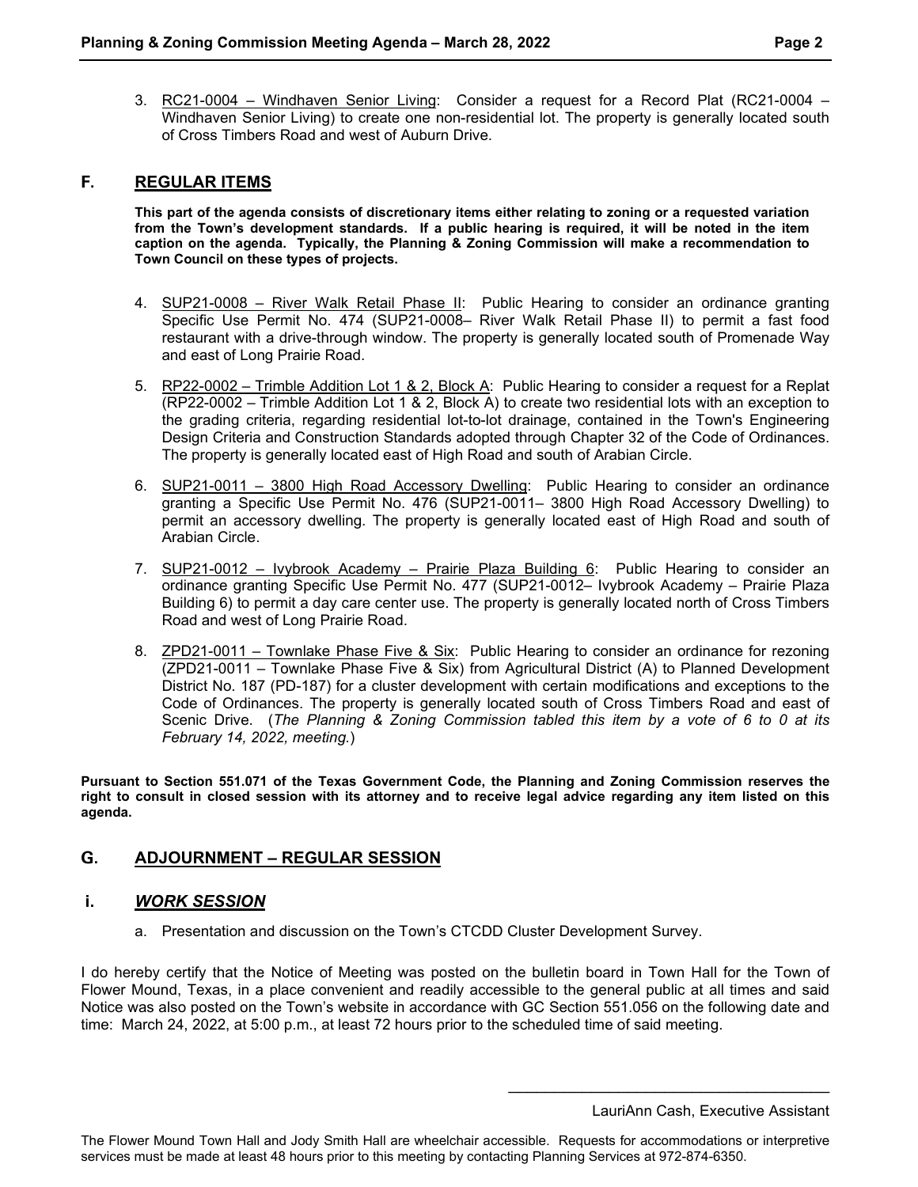3. RC21-0004 – Windhaven Senior Living: Consider a request for a Record Plat (RC21-0004 – Windhaven Senior Living) to create one non-residential lot. The property is generally located south of Cross Timbers Road and west of Auburn Drive.

## F. REGULAR ITEMS

**This part of the agenda consists of discretionary items either relating to zoning or a requested variation from the Town's development standards. If a public hearing is required, it will be noted in the item caption on the agenda. Typically, the Planning & Zoning Commission will make a recommendation to Town Council on these types of projects.**

4. SUP21-0008 – River Walk Retail Phase II: Public Hearing to consider an ordinance granting Specific Use Permit No. 474 (SUP21-0008– River Walk Retail Phase II) to permit a fast food restaurant with a drive-through window. The property is generally located south of Promenade Way and east of Long Prairie Road.

5. RP22-0002 – Trimble Addition Lot 1 & 2, Block A: Public Hearing to consider a request for a Replat (RP22-0002 – Trimble Addition Lot 1 & 2, Block A) to create two residential lots with an exception to the grading criteria, regarding residential lot-to-lot drainage, contained in the Town's Engineering Design Criteria and Construction Standards adopted through Chapter 32 of the Code of Ordinances. The property is generally located east of High Road and south of Arabian Circle.

6. SUP21-0011 – 3800 High Road Accessory Dwelling: Public Hearing to consider an ordinance granting a Specific Use Permit No. 476 (SUP21-0011– 3800 High Road Accessory Dwelling) to permit an accessory dwelling. The property is generally located east of High Road and south of Arabian Circle.

7. SUP21-0012 – Ivybrook Academy – Prairie Plaza Building 6: Public Hearing to consider an ordinance granting Specific Use Permit No. 477 (SUP21-0012– Ivybrook Academy – Prairie Plaza Building 6) to permit a day care center use. The property is generally located north of Cross Timbers Road and west of Long Prairie Road.

8. ZPD21-0011 – Townlake Phase Five & Six: Public Hearing to consider an ordinance for rezoning (ZPD21-0011 – Townlake Phase Five & Six) from Agricultural District (A) to Planned Development District No. 187 (PD-187) for a cluster development with certain modifications and exceptions to the Code of Ordinances. The property is generally located south of Cross Timbers Road and east of Scenic Drive. (*The Planning & Zoning Commission tabled this item by a vote of 6 to 0 at its February 14, 2022, meeting.*)

**Pursuant to Section 551.071 of the Texas Government Code, the Planning and Zoning Commission reserves the right to consult in closed session with its attorney and to receive legal advice regarding any item listed on this agenda.**

## G. ADJOURNMENT – REGULAR SESSION

## i. *WORK SESSION*

a. Presentation and discussion on the Town's CTCDD Cluster Development Survey.

I do hereby certify that the Notice of Meeting was posted on the bulletin board in Town Hall for the Town of Flower Mound, Texas, in a place convenient and readily accessible to the general public at all times and said Notice was also posted on the Town's website in accordance with GC Section 551.056 on the following date and time: March 24, 2022, at 5:00 p.m., at least 72 hours prior to the scheduled time of said meeting.

\_\_\_\_\_\_\_\_\_\_\_\_\_\_\_\_\_\_\_\_\_\_\_\_\_\_\_\_\_\_\_\_\_\_\_\_\_\_

LauriAnn Cash, Executive Assistant

The Flower Mound Town Hall and Jody Smith Hall are wheelchair accessible. Requests for accommodations or interpretive services must be made at least 48 hours prior to this meeting by contacting Planning Services at 972-874-6350.